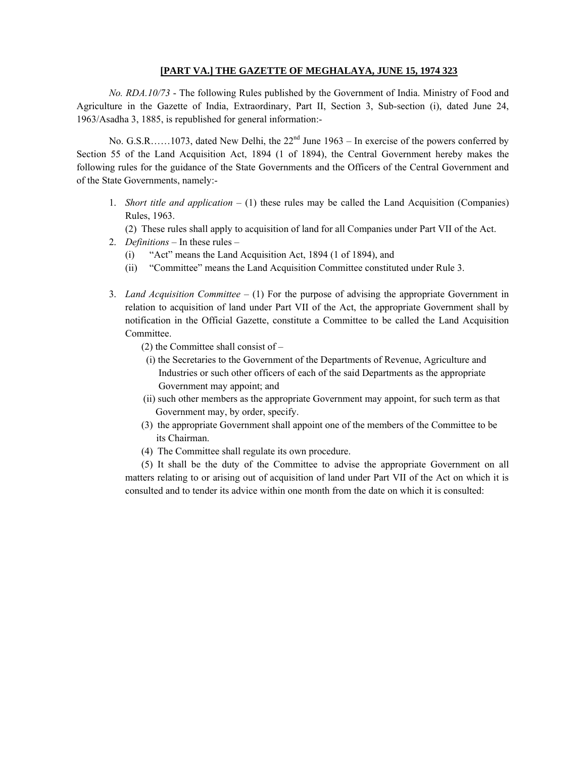**[PART VA.] THE GAZETTE OF MEGHALAYA, JUNE 15, 1974 323**

*No. RDA.10/73* - The following Rules published by the Government of India. Ministry of Food and Agriculture in the Gazette of India, Extraordinary, Part II, Section 3, Sub-section (i), dated June 24, 1963/Asadha 3, 1885, is republished for general information:-

No. G.S.R……1073, dated New Delhi, the 22nd June 1963 – In exercise of the powers conferred by Section 55 of the Land Acquisition Act, 1894 (1 of 1894), the Central Government hereby makes the following rules for the guidance of the State Governments and the Officers of the Central Government and of the State Governments, namely:-

1. *Short title and application* – (1) these rules may be called the Land Acquisition (Companies) Rules, 1963.

   (2) These rules shall apply to acquisition of land for all Companies under Part VII of the Act.

2. *Definitions* – In these rules –

   (i) "Act" means the Land Acquisition Act, 1894 (1 of 1894), and

   (ii) "Committee" means the Land Acquisition Committee constituted under Rule 3.

3. *Land Acquisition Committee* – (1) For the purpose of advising the appropriate Government in relation to acquisition of land under Part VII of the Act, the appropriate Government shall by notification in the Official Gazette, constitute a Committee to be called the Land Acquisition Committee.

   (2) the Committee shall consist of –

   (i) the Secretaries to the Government of the Departments of Revenue, Agriculture and Industries or such other officers of each of the said Departments as the appropriate Government may appoint; and

   (ii) such other members as the appropriate Government may appoint, for such term as that Government may, by order, specify.

   (3) the appropriate Government shall appoint one of the members of the Committee to be its Chairman.

   (4) The Committee shall regulate its own procedure.

   (5) It shall be the duty of the Committee to advise the appropriate Government on all matters relating to or arising out of acquisition of land under Part VII of the Act on which it is consulted and to tender its advice within one month from the date on which it is consulted: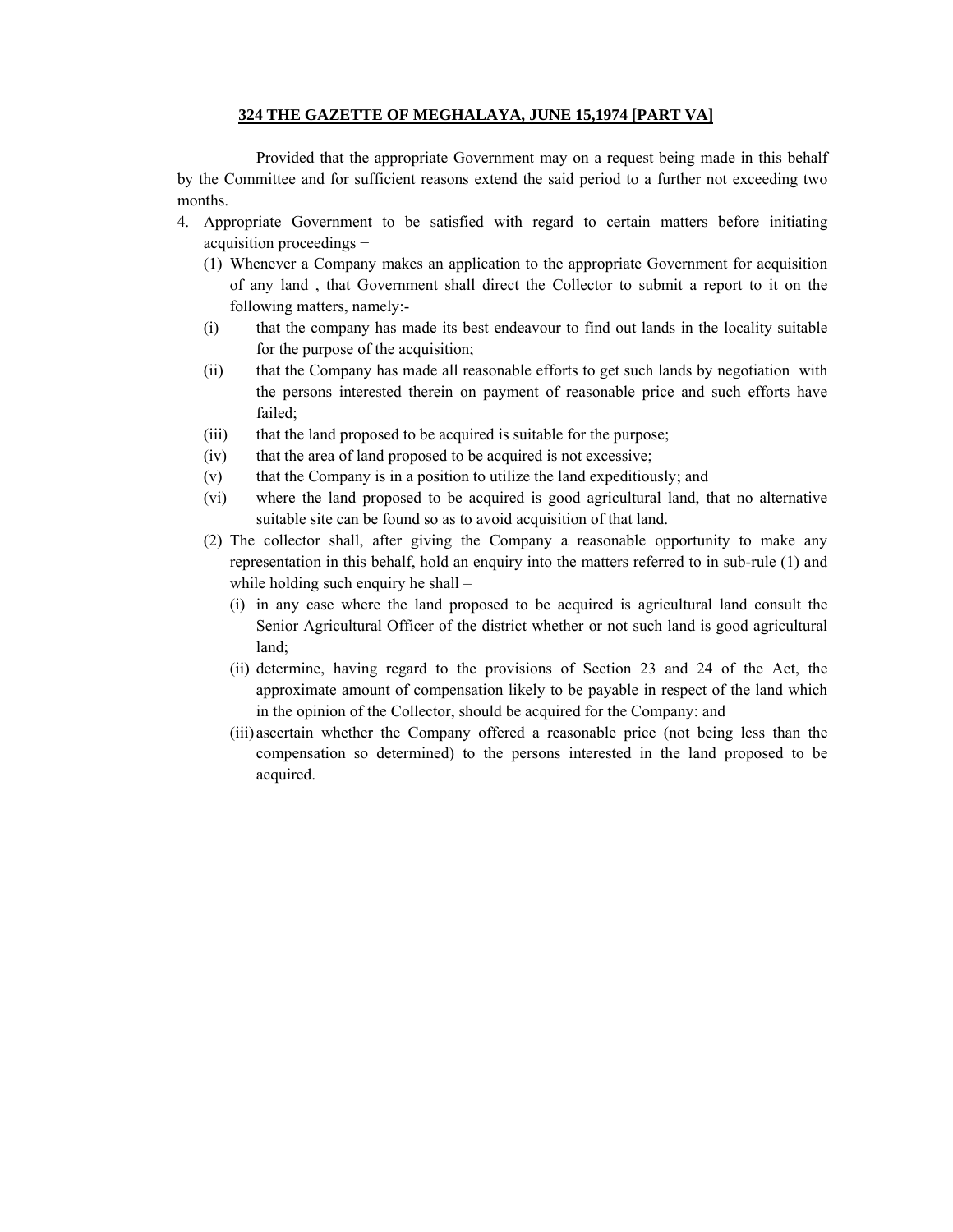Provided that the appropriate Government may on a request being made in this behalf by the Committee and for sufficient reasons extend the said period to a further not exceeding two months.

4. Appropriate Government to be satisfied with regard to certain matters before initiating acquisition proceedings −

   (1) Whenever a Company makes an application to the appropriate Government for acquisition of any land , that Government shall direct the Collector to submit a report to it on the following matters, namely:-

   (i) that the company has made its best endeavour to find out lands in the locality suitable for the purpose of the acquisition;

   (ii) that the Company has made all reasonable efforts to get such lands by negotiation with the persons interested therein on payment of reasonable price and such efforts have failed;

   (iii) that the land proposed to be acquired is suitable for the purpose;

   (iv) that the area of land proposed to be acquired is not excessive;

   (v) that the Company is in a position to utilize the land expeditiously; and

   (vi) where the land proposed to be acquired is good agricultural land, that no alternative suitable site can be found so as to avoid acquisition of that land.

   (2) The collector shall, after giving the Company a reasonable opportunity to make any representation in this behalf, hold an enquiry into the matters referred to in sub-rule (1) and while holding such enquiry he shall –

   (i) in any case where the land proposed to be acquired is agricultural land consult the Senior Agricultural Officer of the district whether or not such land is good agricultural land;

   (ii) determine, having regard to the provisions of Section 23 and 24 of the Act, the approximate amount of compensation likely to be payable in respect of the land which in the opinion of the Collector, should be acquired for the Company: and

   (iii) ascertain whether the Company offered a reasonable price (not being less than the compensation so determined) to the persons interested in the land proposed to be acquired.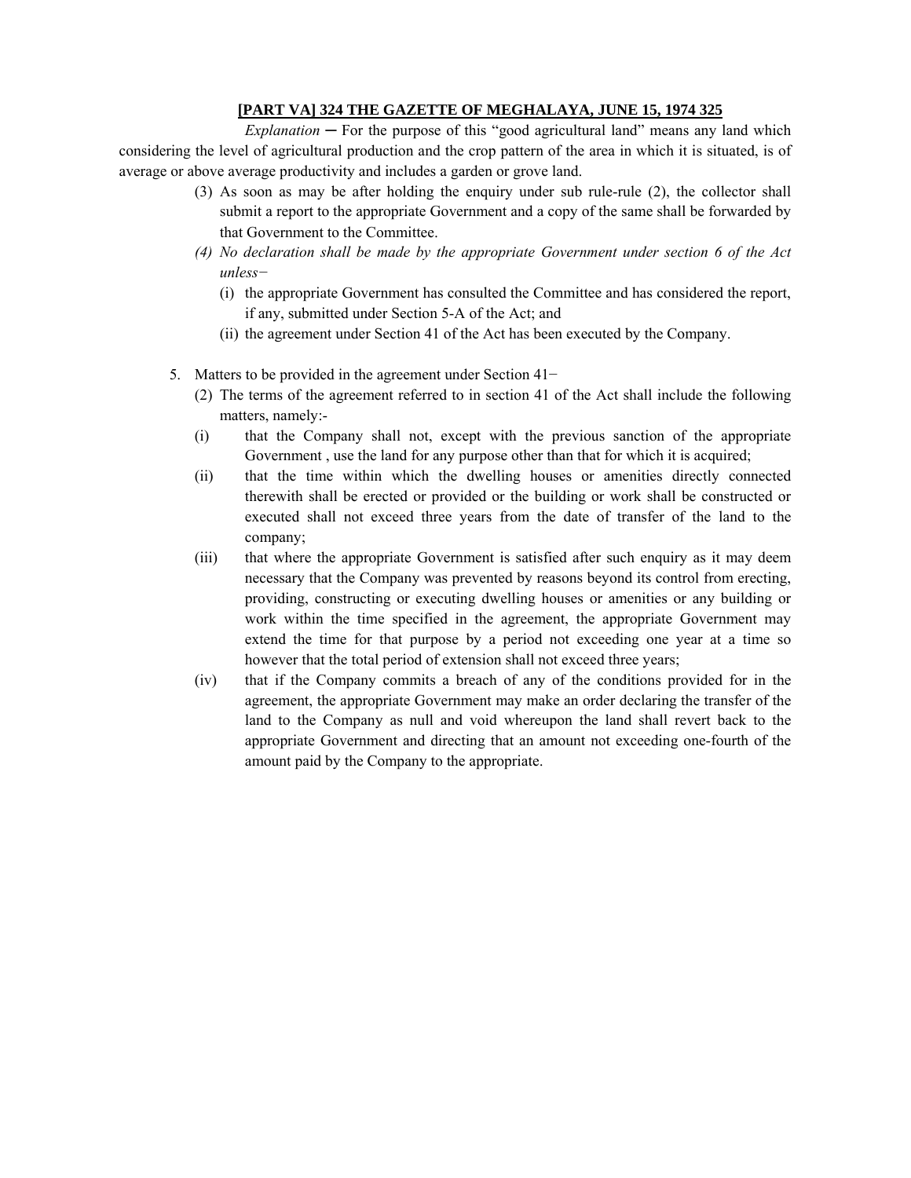*Explanation* ─ For the purpose of this "good agricultural land" means any land which considering the level of agricultural production and the crop pattern of the area in which it is situated, is of average or above average productivity and includes a garden or grove land.

(3) As soon as may be after holding the enquiry under sub rule-rule (2), the collector shall submit a report to the appropriate Government and a copy of the same shall be forwarded by that Government to the Committee.

*(4) No declaration shall be made by the appropriate Government under section 6 of the Act unless−*

(i) the appropriate Government has consulted the Committee and has considered the report, if any, submitted under Section 5-A of the Act; and

(ii) the agreement under Section 41 of the Act has been executed by the Company.

5. Matters to be provided in the agreement under Section 41−

(2) The terms of the agreement referred to in section 41 of the Act shall include the following matters, namely:-

(i) that the Company shall not, except with the previous sanction of the appropriate Government , use the land for any purpose other than that for which it is acquired;

(ii) that the time within which the dwelling houses or amenities directly connected therewith shall be erected or provided or the building or work shall be constructed or executed shall not exceed three years from the date of transfer of the land to the company;

(iii) that where the appropriate Government is satisfied after such enquiry as it may deem necessary that the Company was prevented by reasons beyond its control from erecting, providing, constructing or executing dwelling houses or amenities or any building or work within the time specified in the agreement, the appropriate Government may extend the time for that purpose by a period not exceeding one year at a time so however that the total period of extension shall not exceed three years;

(iv) that if the Company commits a breach of any of the conditions provided for in the agreement, the appropriate Government may make an order declaring the transfer of the land to the Company as null and void whereupon the land shall revert back to the appropriate Government and directing that an amount not exceeding one-fourth of the amount paid by the Company to the appropriate.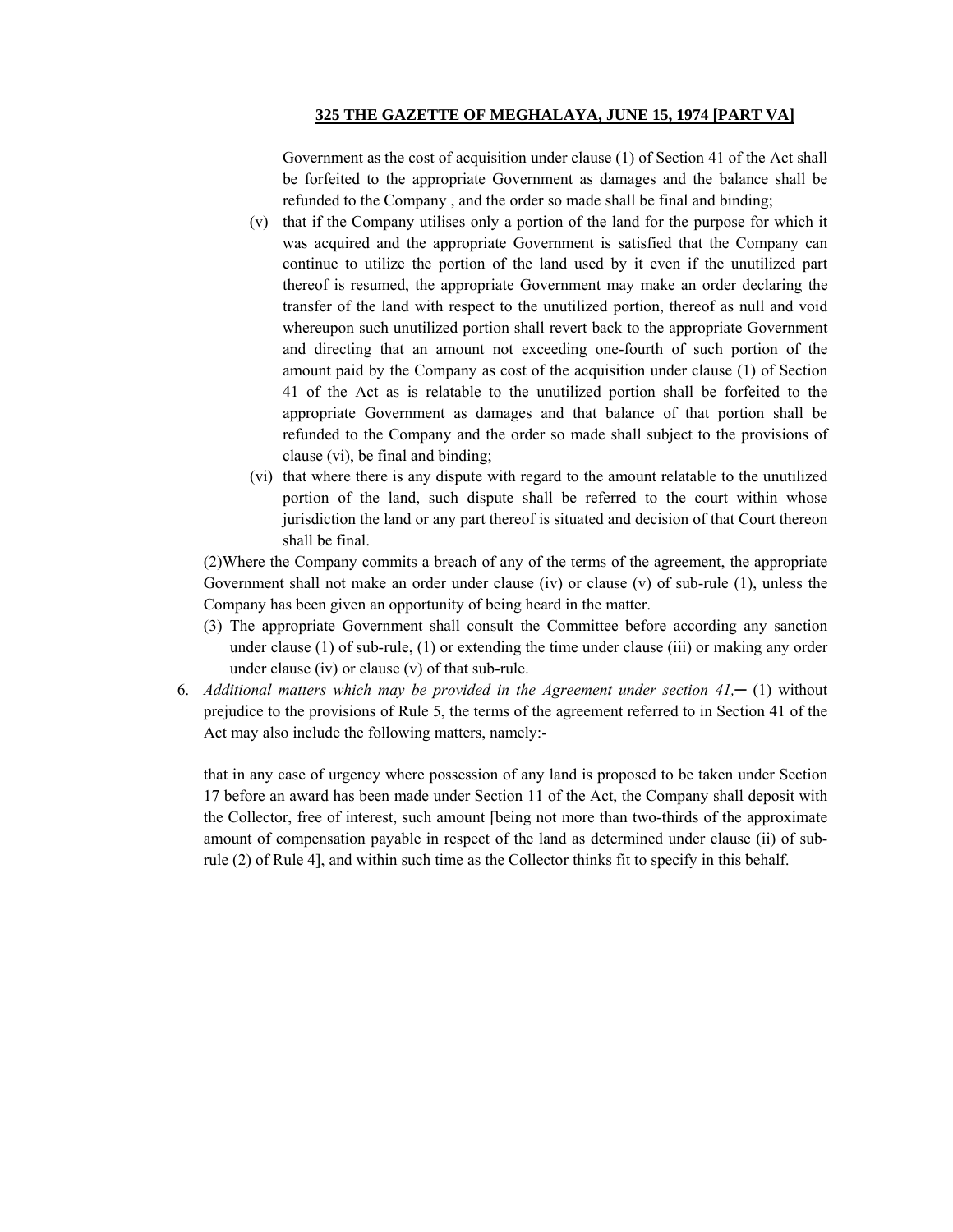Government as the cost of acquisition under clause (1) of Section 41 of the Act shall be forfeited to the appropriate Government as damages and the balance shall be refunded to the Company , and the order so made shall be final and binding;

(v) that if the Company utilises only a portion of the land for the purpose for which it was acquired and the appropriate Government is satisfied that the Company can continue to utilize the portion of the land used by it even if the unutilized part thereof is resumed, the appropriate Government may make an order declaring the transfer of the land with respect to the unutilized portion, thereof as null and void whereupon such unutilized portion shall revert back to the appropriate Government and directing that an amount not exceeding one-fourth of such portion of the amount paid by the Company as cost of the acquisition under clause (1) of Section 41 of the Act as is relatable to the unutilized portion shall be forfeited to the appropriate Government as damages and that balance of that portion shall be refunded to the Company and the order so made shall subject to the provisions of clause (vi), be final and binding;

(vi) that where there is any dispute with regard to the amount relatable to the unutilized portion of the land, such dispute shall be referred to the court within whose jurisdiction the land or any part thereof is situated and decision of that Court thereon shall be final.

(2)Where the Company commits a breach of any of the terms of the agreement, the appropriate Government shall not make an order under clause (iv) or clause (v) of sub-rule (1), unless the Company has been given an opportunity of being heard in the matter.

(3) The appropriate Government shall consult the Committee before according any sanction under clause (1) of sub-rule, (1) or extending the time under clause (iii) or making any order under clause (iv) or clause (v) of that sub-rule.

6. *Additional matters which may be provided in the Agreement under section 41,*─ (1) without prejudice to the provisions of Rule 5, the terms of the agreement referred to in Section 41 of the Act may also include the following matters, namely:-

that in any case of urgency where possession of any land is proposed to be taken under Section 17 before an award has been made under Section 11 of the Act, the Company shall deposit with the Collector, free of interest, such amount [being not more than two-thirds of the approximate amount of compensation payable in respect of the land as determined under clause (ii) of sub-rule (2) of Rule 4], and within such time as the Collector thinks fit to specify in this behalf.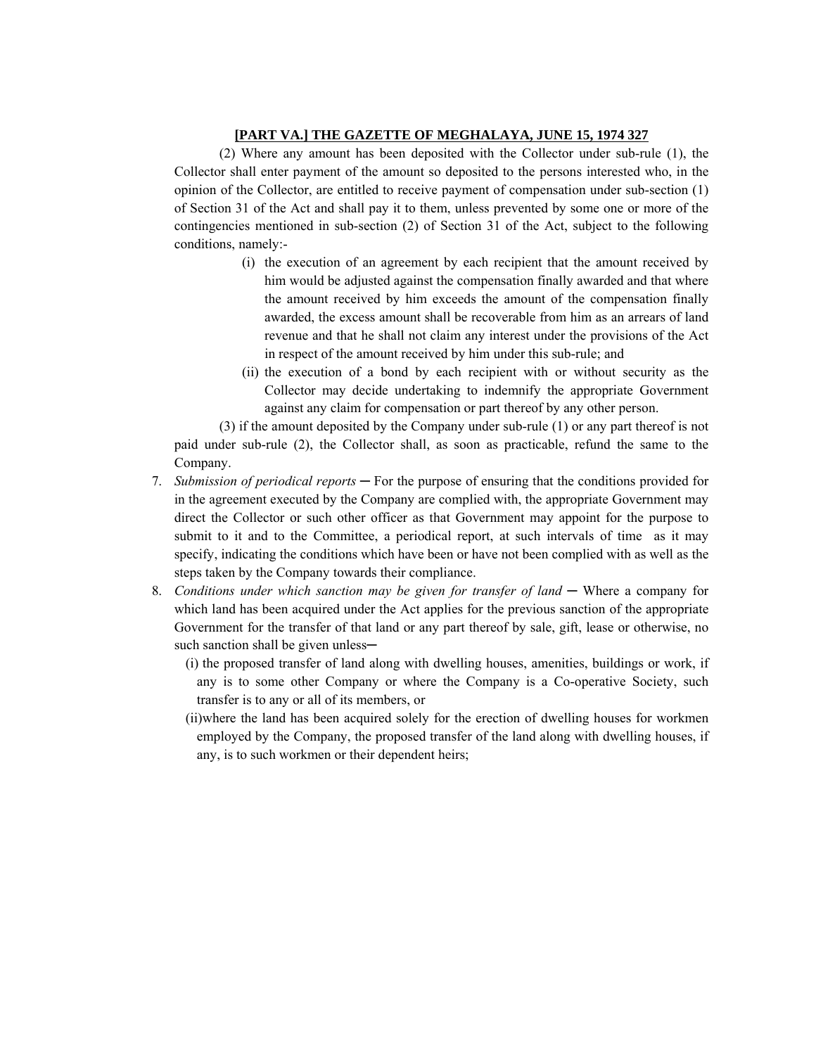(2) Where any amount has been deposited with the Collector under sub-rule (1), the Collector shall enter payment of the amount so deposited to the persons interested who, in the opinion of the Collector, are entitled to receive payment of compensation under sub-section (1) of Section 31 of the Act and shall pay it to them, unless prevented by some one or more of the contingencies mentioned in sub-section (2) of Section 31 of the Act, subject to the following conditions, namely:-

(i) the execution of an agreement by each recipient that the amount received by him would be adjusted against the compensation finally awarded and that where the amount received by him exceeds the amount of the compensation finally awarded, the excess amount shall be recoverable from him as an arrears of land revenue and that he shall not claim any interest under the provisions of the Act in respect of the amount received by him under this sub-rule; and

(ii) the execution of a bond by each recipient with or without security as the Collector may decide undertaking to indemnify the appropriate Government against any claim for compensation or part thereof by any other person.

(3) if the amount deposited by the Company under sub-rule (1) or any part thereof is not paid under sub-rule (2), the Collector shall, as soon as practicable, refund the same to the Company.

7. *Submission of periodical reports* ─ For the purpose of ensuring that the conditions provided for in the agreement executed by the Company are complied with, the appropriate Government may direct the Collector or such other officer as that Government may appoint for the purpose to submit to it and to the Committee, a periodical report, at such intervals of time as it may specify, indicating the conditions which have been or have not been complied with as well as the steps taken by the Company towards their compliance.

8. *Conditions under which sanction may be given for transfer of land* ─ Where a company for which land has been acquired under the Act applies for the previous sanction of the appropriate Government for the transfer of that land or any part thereof by sale, gift, lease or otherwise, no such sanction shall be given unless─

(i) the proposed transfer of land along with dwelling houses, amenities, buildings or work, if any is to some other Company or where the Company is a Co-operative Society, such transfer is to any or all of its members, or

(ii)where the land has been acquired solely for the erection of dwelling houses for workmen employed by the Company, the proposed transfer of the land along with dwelling houses, if any, is to such workmen or their dependent heirs;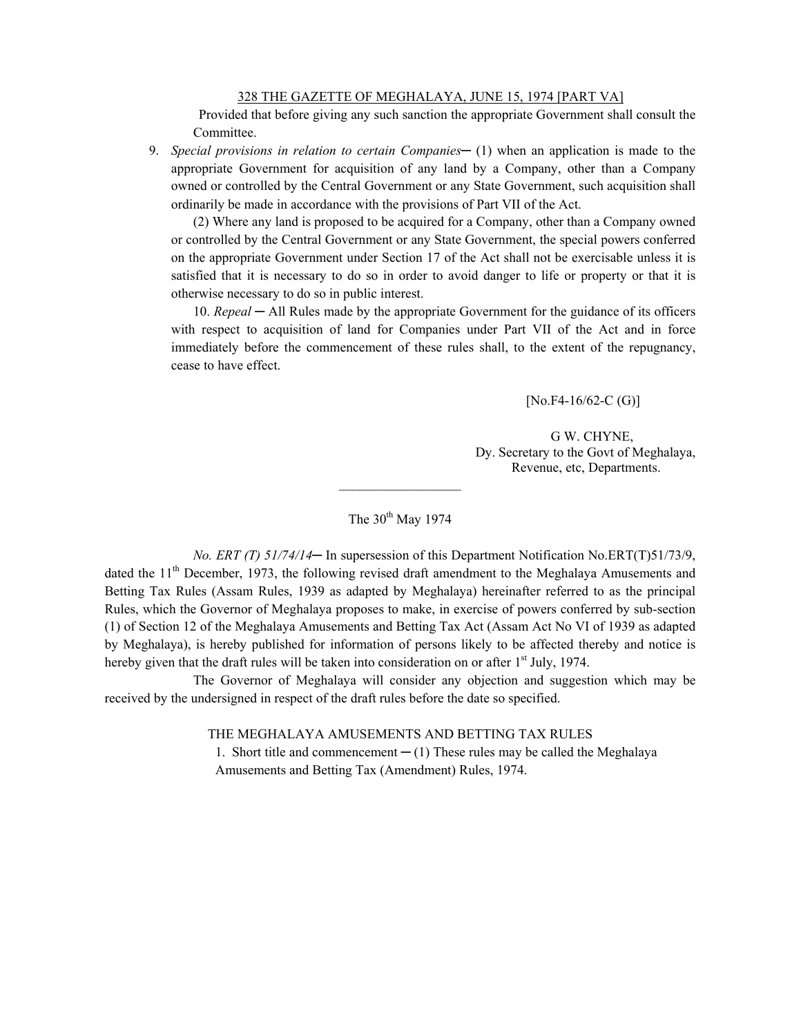Provided that before giving any such sanction the appropriate Government shall consult the Committee.

9. *Special provisions in relation to certain Companies*─ (1) when an application is made to the appropriate Government for acquisition of any land by a Company, other than a Company owned or controlled by the Central Government or any State Government, such acquisition shall ordinarily be made in accordance with the provisions of Part VII of the Act.

(2) Where any land is proposed to be acquired for a Company, other than a Company owned or controlled by the Central Government or any State Government, the special powers conferred on the appropriate Government under Section 17 of the Act shall not be exercisable unless it is satisfied that it is necessary to do so in order to avoid danger to life or property or that it is otherwise necessary to do so in public interest.

10. *Repeal* ─ All Rules made by the appropriate Government for the guidance of its officers with respect to acquisition of land for Companies under Part VII of the Act and in force immediately before the commencement of these rules shall, to the extent of the repugnancy, cease to have effect.

[No.F4-16/62-C (G)]

G W. CHYNE,
Dy. Secretary to the Govt of Meghalaya,
Revenue, etc, Departments.

---

The 30th May 1974

*No. ERT (T) 51/74/14*─ In supersession of this Department Notification No.ERT(T)51/73/9, dated the 11th December, 1973, the following revised draft amendment to the Meghalaya Amusements and Betting Tax Rules (Assam Rules, 1939 as adapted by Meghalaya) hereinafter referred to as the principal Rules, which the Governor of Meghalaya proposes to make, in exercise of powers conferred by sub-section (1) of Section 12 of the Meghalaya Amusements and Betting Tax Act (Assam Act No VI of 1939 as adapted by Meghalaya), is hereby published for information of persons likely to be affected thereby and notice is hereby given that the draft rules will be taken into consideration on or after 1st July, 1974.

The Governor of Meghalaya will consider any objection and suggestion which may be received by the undersigned in respect of the draft rules before the date so specified.

THE MEGHALAYA AMUSEMENTS AND BETTING TAX RULES

1. Short title and commencement ─ (1) These rules may be called the Meghalaya Amusements and Betting Tax (Amendment) Rules, 1974.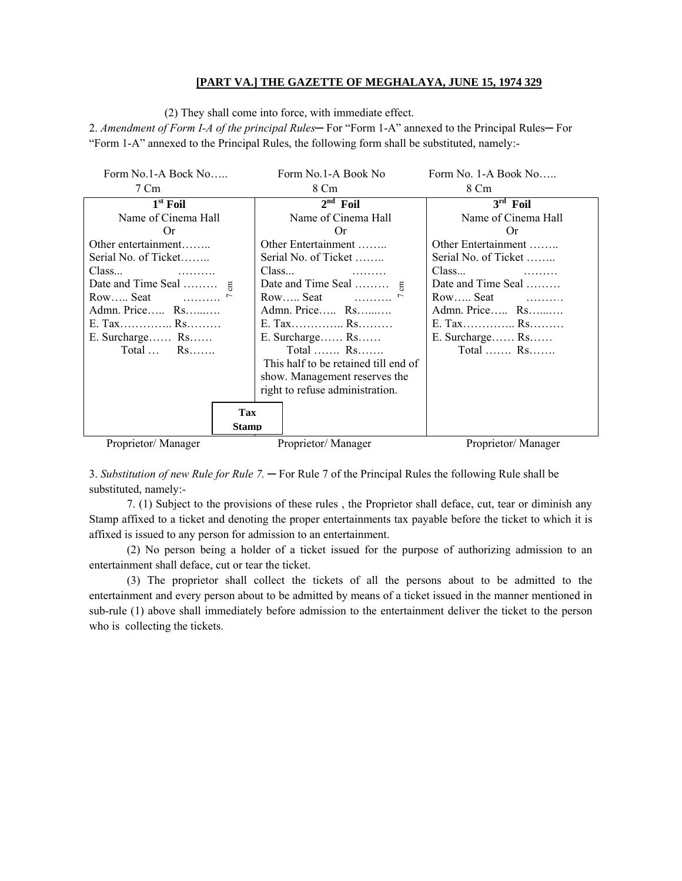**[PART VA.] THE GAZETTE OF MEGHALAYA, JUNE 15, 1974 329**

(2) They shall come into force, with immediate effect.

2. *Amendment of Form I-A of the principal Rules*─ For "Form 1-A" annexed to the Principal Rules─ For "Form 1-A" annexed to the Principal Rules, the following form shall be substituted, namely:-

| Form No.1-A Bock No….. 7 Cm | Form No.1-A Book No 8 Cm | Form No. 1-A Book No….. 8 Cm |
|---|---|---|
| **1st Foil** | **2nd Foil** | **3rd Foil** |
| Name of Cinema Hall | Name of Cinema Hall | Name of Cinema Hall |
| Or | Or | Or |
| Other entertainment…….. | Other Entertainment …….. | Other Entertainment …….. |
| Serial No. of Ticket…….. | Serial No. of Ticket …….. | Serial No. of Ticket …….. |
| Class... ………. | Class... ……… | Class... ……… |
| Date and Time Seal ……… | Date and Time Seal ……… | Date and Time Seal ……… |
| Row….. Seat ………. (7 cm) | Row….. Seat ………. (7 cm) | Row….. Seat ………. |
| Admn. Price….. Rs…...…. | Admn. Price….. Rs…...…. | Admn. Price….. Rs…...…. |
| E. Tax………….. Rs……… | E. Tax………….. Rs……… | E. Tax………….. Rs……… |
| E. Surcharge…… Rs…… | E. Surcharge…… Rs…… | E. Surcharge…… Rs…… |
| Total … Rs……. | Total ……. Rs……. | Total ……. Rs……. |
| | This half to be retained till end of show. Management reserves the right to refuse administration. | |
| **Tax Stamp** | | |
| Proprietor/ Manager | Proprietor/ Manager | Proprietor/ Manager |

3. *Substitution of new Rule for Rule 7.* ─ For Rule 7 of the Principal Rules the following Rule shall be substituted, namely:-

7. (1) Subject to the provisions of these rules , the Proprietor shall deface, cut, tear or diminish any Stamp affixed to a ticket and denoting the proper entertainments tax payable before the ticket to which it is affixed is issued to any person for admission to an entertainment.

(2) No person being a holder of a ticket issued for the purpose of authorizing admission to an entertainment shall deface, cut or tear the ticket.

(3) The proprietor shall collect the tickets of all the persons about to be admitted to the entertainment and every person about to be admitted by means of a ticket issued in the manner mentioned in sub-rule (1) above shall immediately before admission to the entertainment deliver the ticket to the person who is collecting the tickets.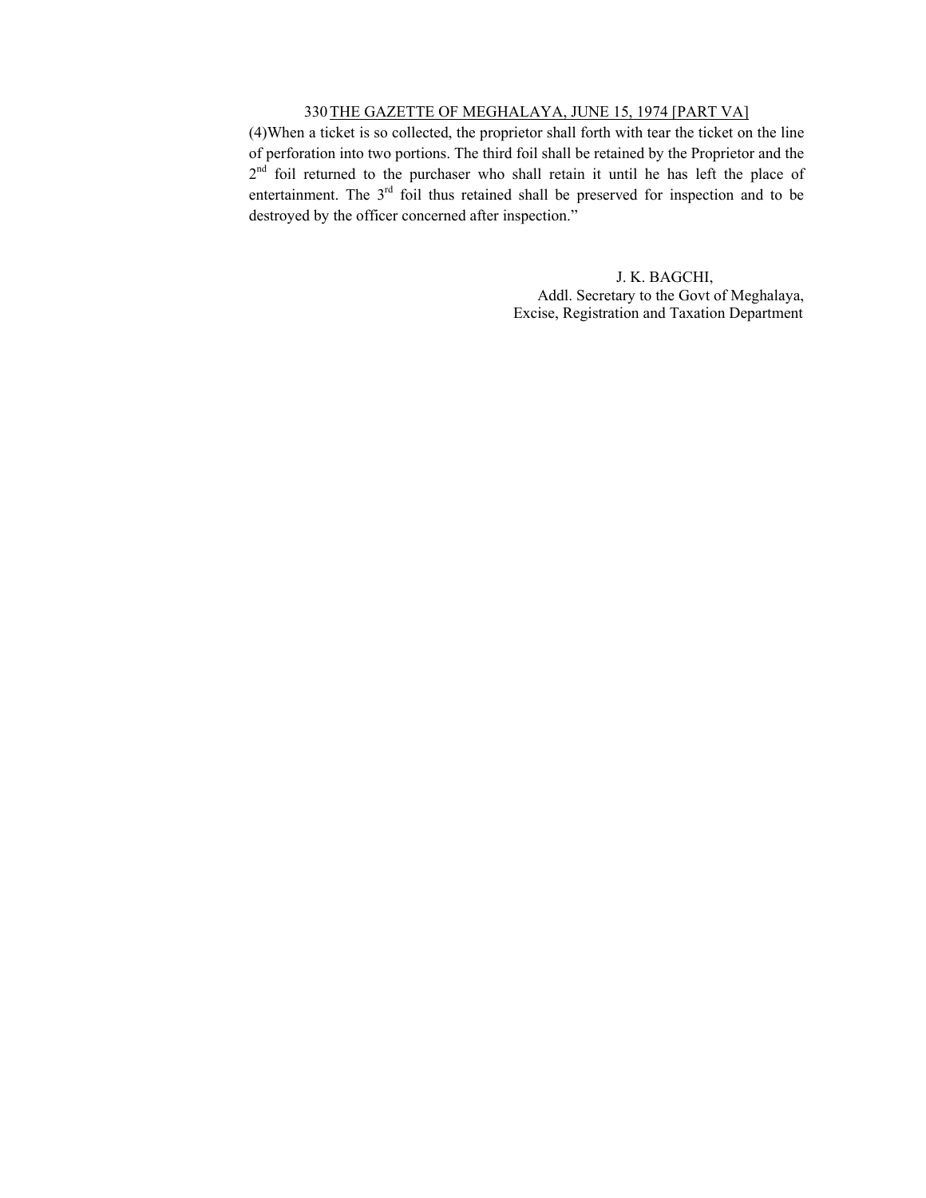(4)When a ticket is so collected, the proprietor shall forth with tear the ticket on the line of perforation into two portions. The third foil shall be retained by the Proprietor and the 2nd foil returned to the purchaser who shall retain it until he has left the place of entertainment. The 3rd foil thus retained shall be preserved for inspection and to be destroyed by the officer concerned after inspection."

J. K. BAGCHI,
Addl. Secretary to the Govt of Meghalaya,
Excise, Registration and Taxation Department